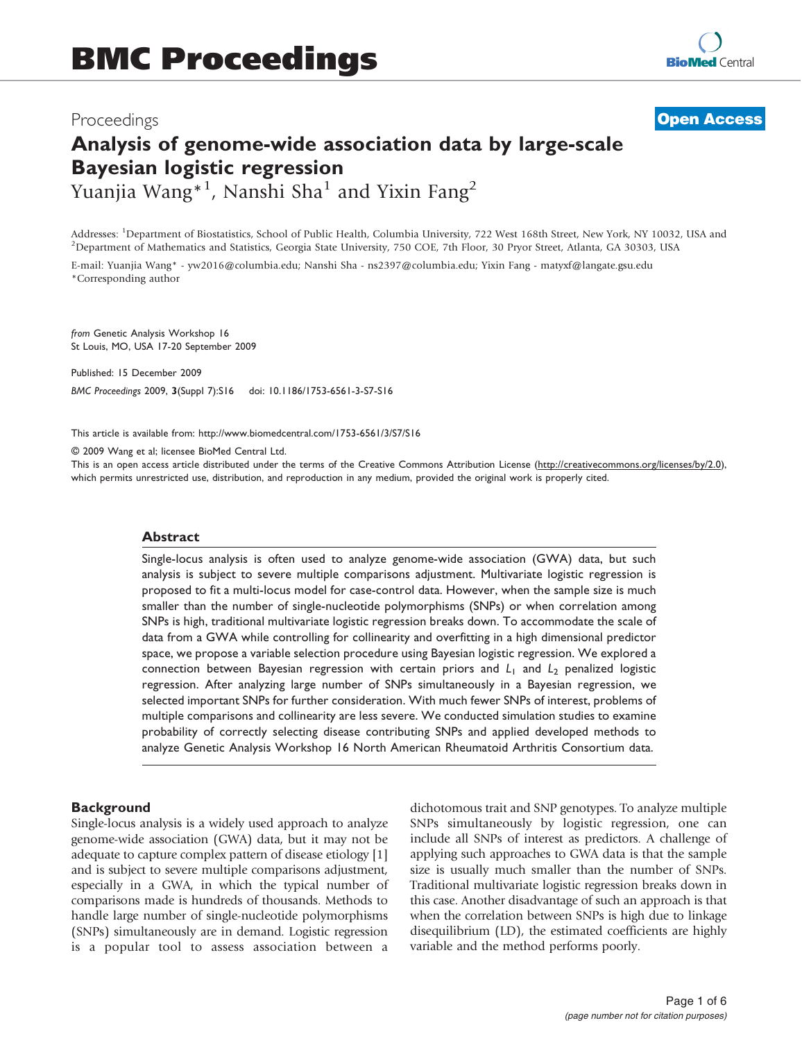# BMC Proceedings

Proceedings

**Open Access**

# Analysis of genome-wide association data by large-scale Bayesian logistic regression

Yuanjia Wang*[1], Nanshi Sha[1] and Yixin Fang[2]

Addresses: [1]Department of Biostatistics, School of Public Health, Columbia University, 722 West 168th Street, New York, NY 10032, USA and [2]Department of Mathematics and Statistics, Georgia State University, 750 COE, 7th Floor, 30 Pryor Street, Atlanta, GA 30303, USA

E-mail: Yuanjia Wang* - yw2016@columbia.edu; Nanshi Sha - ns2397@columbia.edu; Yixin Fang - matyxf@langate.gsu.edu
*Corresponding author

*from* Genetic Analysis Workshop 16
St Louis, MO, USA 17-20 September 2009

Published: 15 December 2009

*BMC Proceedings* 2009, **3**(Suppl 7):S16 doi: 10.1186/1753-6561-3-S7-S16

This article is available from: http://www.biomedcentral.com/1753-6561/3/S7/S16

© 2009 Wang et al; licensee BioMed Central Ltd.
This is an open access article distributed under the terms of the Creative Commons Attribution License (http://creativecommons.org/licenses/by/2.0), which permits unrestricted use, distribution, and reproduction in any medium, provided the original work is properly cited.

## Abstract

Single-locus analysis is often used to analyze genome-wide association (GWA) data, but such analysis is subject to severe multiple comparisons adjustment. Multivariate logistic regression is proposed to fit a multi-locus model for case-control data. However, when the sample size is much smaller than the number of single-nucleotide polymorphisms (SNPs) or when correlation among SNPs is high, traditional multivariate logistic regression breaks down. To accommodate the scale of data from a GWA while controlling for collinearity and overfitting in a high dimensional predictor space, we propose a variable selection procedure using Bayesian logistic regression. We explored a connection between Bayesian regression with certain priors and $L_1$ and $L_2$ penalized logistic regression. After analyzing large number of SNPs simultaneously in a Bayesian regression, we selected important SNPs for further consideration. With much fewer SNPs of interest, problems of multiple comparisons and collinearity are less severe. We conducted simulation studies to examine probability of correctly selecting disease contributing SNPs and applied developed methods to analyze Genetic Analysis Workshop 16 North American Rheumatoid Arthritis Consortium data.

## Background

Single-locus analysis is a widely used approach to analyze genome-wide association (GWA) data, but it may not be adequate to capture complex pattern of disease etiology [1] and is subject to severe multiple comparisons adjustment, especially in a GWA, in which the typical number of comparisons made is hundreds of thousands. Methods to handle large number of single-nucleotide polymorphisms (SNPs) simultaneously are in demand. Logistic regression is a popular tool to assess association between a dichotomous trait and SNP genotypes. To analyze multiple SNPs simultaneously by logistic regression, one can include all SNPs of interest as predictors. A challenge of applying such approaches to GWA data is that the sample size is usually much smaller than the number of SNPs. Traditional multivariate logistic regression breaks down in this case. Another disadvantage of such an approach is that when the correlation between SNPs is high due to linkage disequilibrium (LD), the estimated coefficients are highly variable and the method performs poorly.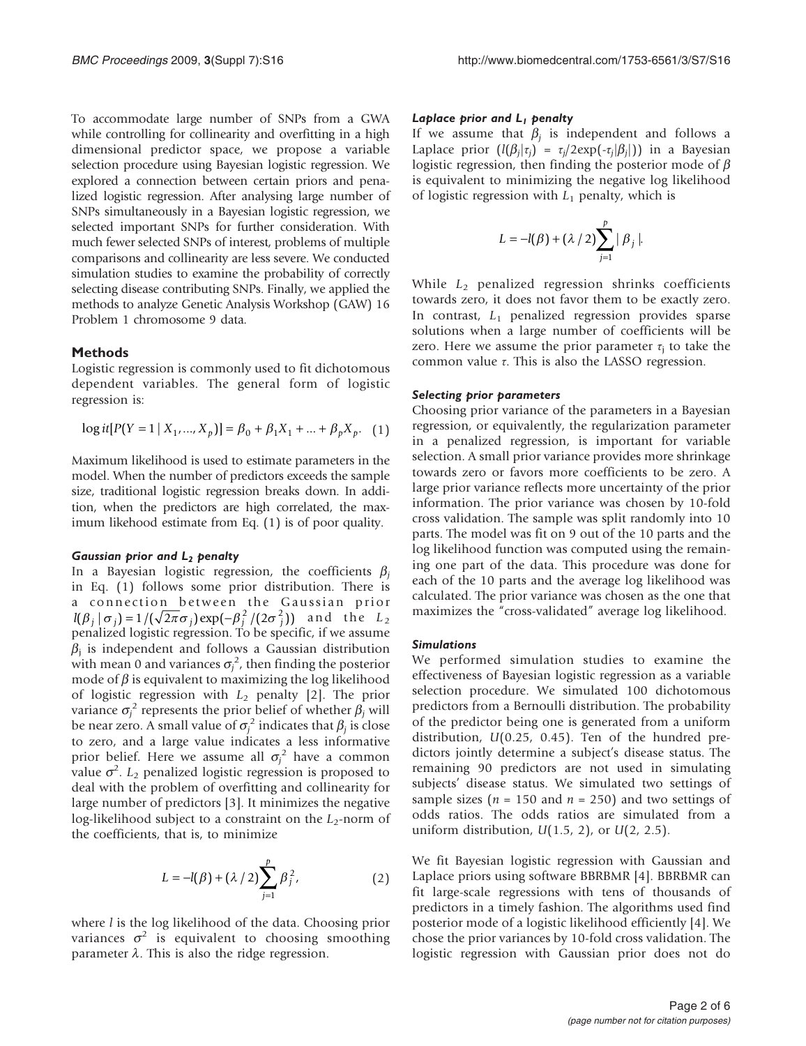To accommodate large number of SNPs from a GWA while controlling for collinearity and overfitting in a high dimensional predictor space, we propose a variable selection procedure using Bayesian logistic regression. We explored a connection between certain priors and penalized logistic regression. After analysing large number of SNPs simultaneously in a Bayesian logistic regression, we selected important SNPs for further consideration. With much fewer selected SNPs of interest, problems of multiple comparisons and collinearity are less severe. We conducted simulation studies to examine the probability of correctly selecting disease contributing SNPs. Finally, we applied the methods to analyze Genetic Analysis Workshop (GAW) 16 Problem 1 chromosome 9 data.

## Methods

Logistic regression is commonly used to fit dichotomous dependent variables. The general form of logistic regression is:

$$\log it[P(Y=1 \mid X_1, ..., X_p)] = \beta_0 + \beta_1 X_1 + ... + \beta_p X_p. \quad (1)$$

Maximum likelihood is used to estimate parameters in the model. When the number of predictors exceeds the sample size, traditional logistic regression breaks down. In addition, when the predictors are high correlated, the maximum likehood estimate from Eq. (1) is of poor quality.

### *Gaussian prior and $L_2$ penalty*

In a Bayesian logistic regression, the coefficients $\beta_j$ in Eq. (1) follows some prior distribution. There is a connection between the Gaussian prior $l(\beta_j \mid \sigma_j) = 1/(\sqrt{2\pi}\sigma_j)\exp(-\beta_j^2/(2\sigma_j^2))$ and the $L_2$ penalized logistic regression. To be specific, if we assume $\beta_j$ is independent and follows a Gaussian distribution with mean 0 and variances $\sigma_j^2$, then finding the posterior mode of $\beta$ is equivalent to maximizing the log likelihood of logistic regression with $L_2$ penalty [2]. The prior variance $\sigma_j^2$ represents the prior belief of whether $\beta_j$ will be near zero. A small value of $\sigma_j^2$ indicates that $\beta_j$ is close to zero, and a large value indicates a less informative prior belief. Here we assume all $\sigma_j^2$ have a common value $\sigma^2$. $L_2$ penalized logistic regression is proposed to deal with the problem of overfitting and collinearity for large number of predictors [3]. It minimizes the negative log-likelihood subject to a constraint on the $L_2$-norm of the coefficients, that is, to minimize

$$L = -l(\beta) + (\lambda/2)\sum_{j=1}^{p} \beta_j^2, \quad (2)$$

where $l$ is the log likelihood of the data. Choosing prior variances $\sigma^2$ is equivalent to choosing smoothing parameter $\lambda$. This is also the ridge regression.

### *Laplace prior and $L_1$ penalty*

If we assume that $\beta_j$ is independent and follows a Laplace prior ($l(\beta_j|\tau_j) = \tau_j/2\exp(-\tau_j|\beta_j|)$) in a Bayesian logistic regression, then finding the posterior mode of $\beta$ is equivalent to minimizing the negative log likelihood of logistic regression with $L_1$ penalty, which is

$$L = -l(\beta) + (\lambda/2)\sum_{j=1}^{p} |\beta_j|.$$

While $L_2$ penalized regression shrinks coefficients towards zero, it does not favor them to be exactly zero. In contrast, $L_1$ penalized regression provides sparse solutions when a large number of coefficients will be zero. Here we assume the prior parameter $\tau_j$ to take the common value $\tau$. This is also the LASSO regression.

### *Selecting prior parameters*

Choosing prior variance of the parameters in a Bayesian regression, or equivalently, the regularization parameter in a penalized regression, is important for variable selection. A small prior variance provides more shrinkage towards zero or favors more coefficients to be zero. A large prior variance reflects more uncertainty of the prior information. The prior variance was chosen by 10-fold cross validation. The sample was split randomly into 10 parts. The model was fit on 9 out of the 10 parts and the log likelihood function was computed using the remaining one part of the data. This procedure was done for each of the 10 parts and the average log likelihood was calculated. The prior variance was chosen as the one that maximizes the "cross-validated" average log likelihood.

### *Simulations*

We performed simulation studies to examine the effectiveness of Bayesian logistic regression as a variable selection procedure. We simulated 100 dichotomous predictors from a Bernoulli distribution. The probability of the predictor being one is generated from a uniform distribution, $U(0.25, 0.45)$. Ten of the hundred predictors jointly determine a subject's disease status. The remaining 90 predictors are not used in simulating subjects' disease status. We simulated two settings of sample sizes ($n = 150$ and $n = 250$) and two settings of odds ratios. The odds ratios are simulated from a uniform distribution, $U(1.5, 2)$, or $U(2, 2.5)$.

We fit Bayesian logistic regression with Gaussian and Laplace priors using software BBRBMR [4]. BBRBMR can fit large-scale regressions with tens of thousands of predictors in a timely fashion. The algorithms used find posterior mode of a logistic likelihood efficiently [4]. We chose the prior variances by 10-fold cross validation. The logistic regression with Gaussian prior does not do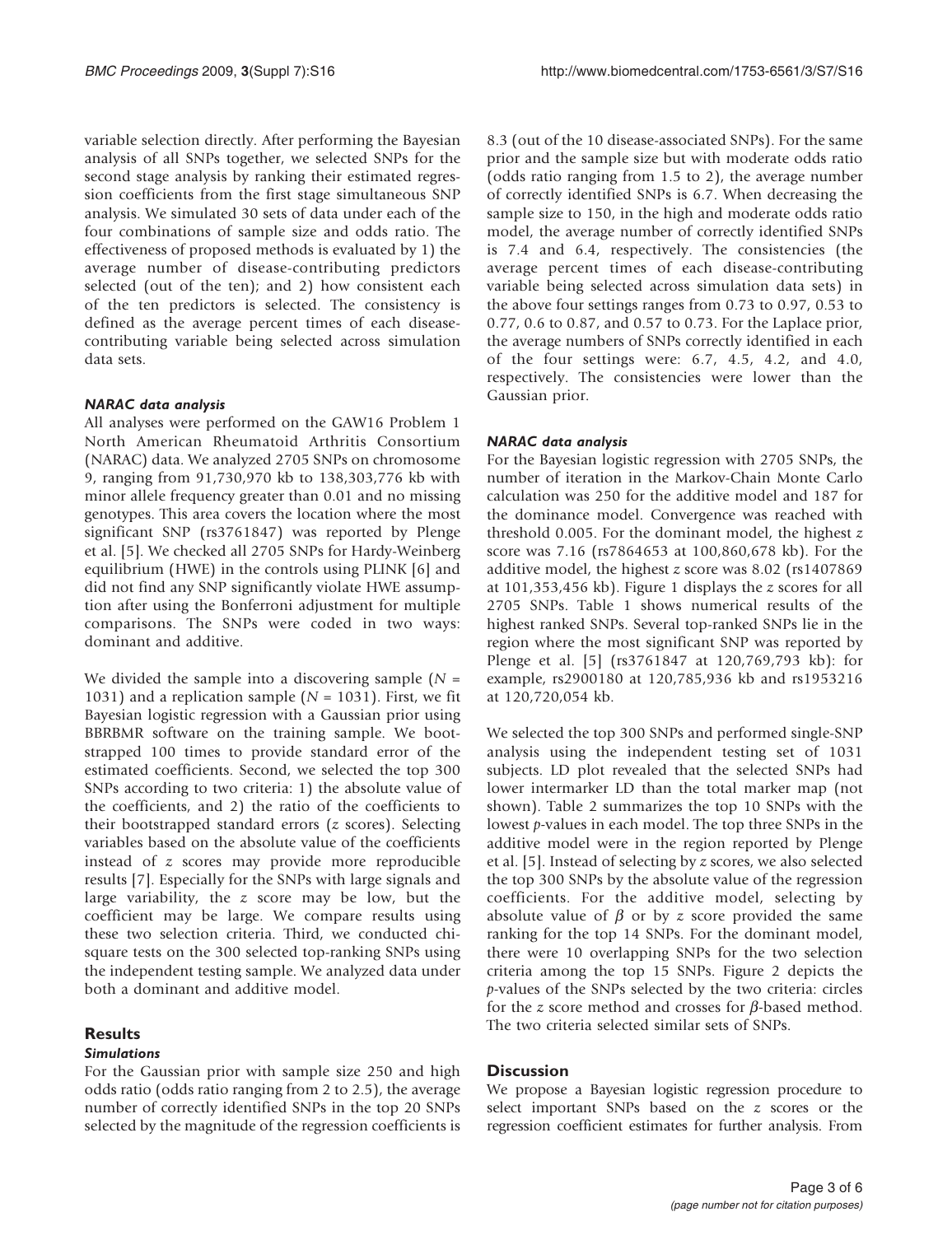variable selection directly. After performing the Bayesian analysis of all SNPs together, we selected SNPs for the second stage analysis by ranking their estimated regression coefficients from the first stage simultaneous SNP analysis. We simulated 30 sets of data under each of the four combinations of sample size and odds ratio. The effectiveness of proposed methods is evaluated by 1) the average number of disease-contributing predictors selected (out of the ten); and 2) how consistent each of the ten predictors is selected. The consistency is defined as the average percent times of each disease-contributing variable being selected across simulation data sets.

#### *NARAC data analysis*

All analyses were performed on the GAW16 Problem 1 North American Rheumatoid Arthritis Consortium (NARAC) data. We analyzed 2705 SNPs on chromosome 9, ranging from 91,730,970 kb to 138,303,776 kb with minor allele frequency greater than 0.01 and no missing genotypes. This area covers the location where the most significant SNP (rs3761847) was reported by Plenge et al. [5]. We checked all 2705 SNPs for Hardy-Weinberg equilibrium (HWE) in the controls using PLINK [6] and did not find any SNP significantly violate HWE assumption after using the Bonferroni adjustment for multiple comparisons. The SNPs were coded in two ways: dominant and additive.

We divided the sample into a discovering sample ($N$ = 1031) and a replication sample ($N$ = 1031). First, we fit Bayesian logistic regression with a Gaussian prior using BBRBMR software on the training sample. We bootstrapped 100 times to provide standard error of the estimated coefficients. Second, we selected the top 300 SNPs according to two criteria: 1) the absolute value of the coefficients, and 2) the ratio of the coefficients to their bootstrapped standard errors ($z$ scores). Selecting variables based on the absolute value of the coefficients instead of $z$ scores may provide more reproducible results [7]. Especially for the SNPs with large signals and large variability, the $z$ score may be low, but the coefficient may be large. We compare results using these two selection criteria. Third, we conducted chi-square tests on the 300 selected top-ranking SNPs using the independent testing sample. We analyzed data under both a dominant and additive model.

## Results

#### *Simulations*

For the Gaussian prior with sample size 250 and high odds ratio (odds ratio ranging from 2 to 2.5), the average number of correctly identified SNPs in the top 20 SNPs selected by the magnitude of the regression coefficients is 8.3 (out of the 10 disease-associated SNPs). For the same prior and the sample size but with moderate odds ratio (odds ratio ranging from 1.5 to 2), the average number of correctly identified SNPs is 6.7. When decreasing the sample size to 150, in the high and moderate odds ratio model, the average number of correctly identified SNPs is 7.4 and 6.4, respectively. The consistencies (the average percent times of each disease-contributing variable being selected across simulation data sets) in the above four settings ranges from 0.73 to 0.97, 0.53 to 0.77, 0.6 to 0.87, and 0.57 to 0.73. For the Laplace prior, the average numbers of SNPs correctly identified in each of the four settings were: 6.7, 4.5, 4.2, and 4.0, respectively. The consistencies were lower than the Gaussian prior.

#### *NARAC data analysis*

For the Bayesian logistic regression with 2705 SNPs, the number of iteration in the Markov-Chain Monte Carlo calculation was 250 for the additive model and 187 for the dominance model. Convergence was reached with threshold 0.005. For the dominant model, the highest $z$ score was 7.16 (rs7864653 at 100,860,678 kb). For the additive model, the highest $z$ score was 8.02 (rs1407869 at 101,353,456 kb). Figure 1 displays the $z$ scores for all 2705 SNPs. Table 1 shows numerical results of the highest ranked SNPs. Several top-ranked SNPs lie in the region where the most significant SNP was reported by Plenge et al. [5] (rs3761847 at 120,769,793 kb): for example, rs2900180 at 120,785,936 kb and rs1953216 at 120,720,054 kb.

We selected the top 300 SNPs and performed single-SNP analysis using the independent testing set of 1031 subjects. LD plot revealed that the selected SNPs had lower intermarker LD than the total marker map (not shown). Table 2 summarizes the top 10 SNPs with the lowest $p$-values in each model. The top three SNPs in the additive model were in the region reported by Plenge et al. [5]. Instead of selecting by $z$ scores, we also selected the top 300 SNPs by the absolute value of the regression coefficients. For the additive model, selecting by absolute value of $\beta$ or by $z$ score provided the same ranking for the top 14 SNPs. For the dominant model, there were 10 overlapping SNPs for the two selection criteria among the top 15 SNPs. Figure 2 depicts the $p$-values of the SNPs selected by the two criteria: circles for the $z$ score method and crosses for $\beta$-based method. The two criteria selected similar sets of SNPs.

## Discussion

We propose a Bayesian logistic regression procedure to select important SNPs based on the $z$ scores or the regression coefficient estimates for further analysis. From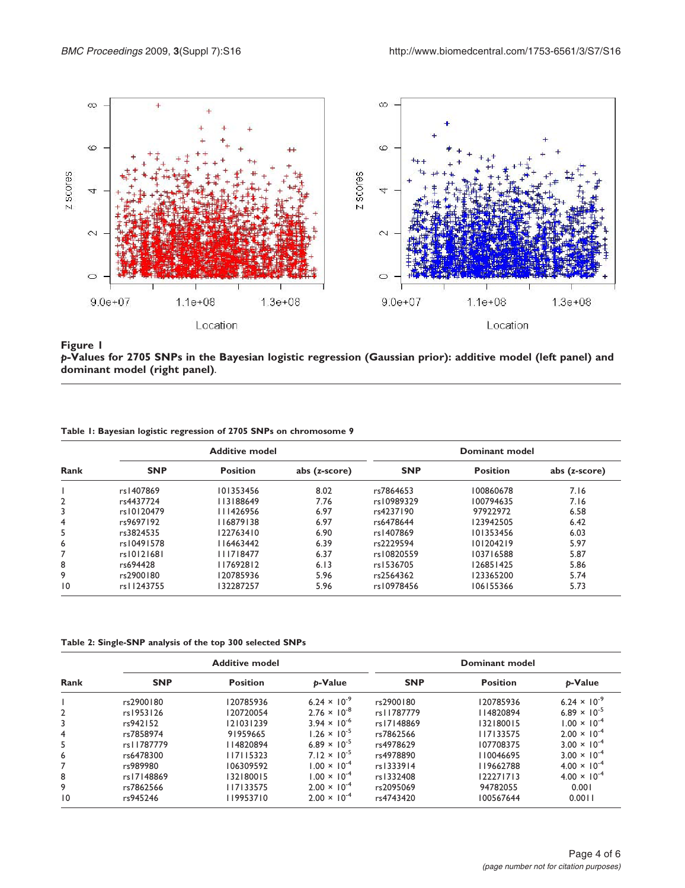**Figure 1**
***p*-Values for 2705 SNPs in the Bayesian logistic regression (Gaussian prior): additive model (left panel) and dominant model (right panel)**.

**Table 1: Bayesian logistic regression of 2705 SNPs on chromosome 9**

| Rank | Additive model | | | Dominant model | | |
|---|---|---|---|---|---|---|
| | SNP | Position | abs (z-score) | SNP | Position | abs (z-score) |
| 1 | rs1407869 | 101353456 | 8.02 | rs7864653 | 100860678 | 7.16 |
| 2 | rs4437724 | 113188649 | 7.76 | rs10989329 | 100794635 | 7.16 |
| 3 | rs10120479 | 111426956 | 6.97 | rs4237190 | 97922972 | 6.58 |
| 4 | rs9697192 | 116879138 | 6.97 | rs6478644 | 123942505 | 6.42 |
| 5 | rs3824535 | 122763410 | 6.90 | rs1407869 | 101353456 | 6.03 |
| 6 | rs10491578 | 116463442 | 6.39 | rs2229594 | 101204219 | 5.97 |
| 7 | rs10121681 | 111718477 | 6.37 | rs10820559 | 103716588 | 5.87 |
| 8 | rs694428 | 117692812 | 6.13 | rs1536705 | 126851425 | 5.86 |
| 9 | rs2900180 | 120785936 | 5.96 | rs2564362 | 123365200 | 5.74 |
| 10 | rs11243755 | 132287257 | 5.96 | rs10978456 | 106155366 | 5.73 |

**Table 2: Single-SNP analysis of the top 300 selected SNPs**

| Rank | Additive model | | | Dominant model | | |
|---|---|---|---|---|---|---|
| | SNP | Position | *p*-Value | SNP | Position | *p*-Value |
| 1 | rs2900180 | 120785936 | $6.24 \times 10^{-9}$ | rs2900180 | 120785936 | $6.24 \times 10^{-9}$ |
| 2 | rs1953126 | 120720054 | $2.76 \times 10^{-8}$ | rs11787779 | 114820894 | $6.89 \times 10^{-5}$ |
| 3 | rs942152 | 121031239 | $3.94 \times 10^{-6}$ | rs17148869 | 132180015 | $1.00 \times 10^{-4}$ |
| 4 | rs7858974 | 91959665 | $1.26 \times 10^{-5}$ | rs7862566 | 117133575 | $2.00 \times 10^{-4}$ |
| 5 | rs11787779 | 114820894 | $6.89 \times 10^{-5}$ | rs4978629 | 107708375 | $3.00 \times 10^{-4}$ |
| 6 | rs6478300 | 117115323 | $7.12 \times 10^{-5}$ | rs4978890 | 110046695 | $3.00 \times 10^{-4}$ |
| 7 | rs989980 | 106309592 | $1.00 \times 10^{-4}$ | rs1333914 | 119662788 | $4.00 \times 10^{-4}$ |
| 8 | rs17148869 | 132180015 | $1.00 \times 10^{-4}$ | rs1332408 | 122271713 | $4.00 \times 10^{-4}$ |
| 9 | rs7862566 | 117133575 | $2.00 \times 10^{-4}$ | rs2095069 | 94782055 | 0.001 |
| 10 | rs945246 | 119953710 | $2.00 \times 10^{-4}$ | rs4743420 | 100567644 | 0.0011 |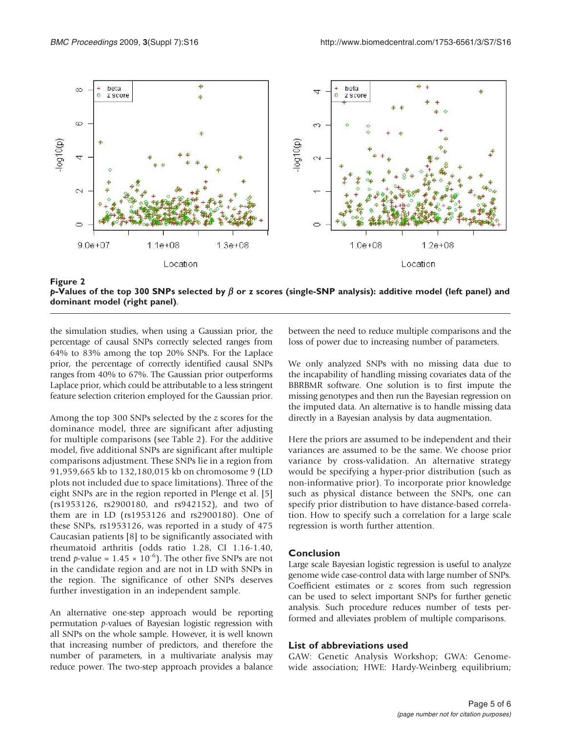**Figure 2**
***p*-Values of the top 300 SNPs selected by $\beta$ or *z* scores (single-SNP analysis): additive model (left panel) and dominant model (right panel).**

the simulation studies, when using a Gaussian prior, the percentage of causal SNPs correctly selected ranges from 64% to 83% among the top 20% SNPs. For the Laplace prior, the percentage of correctly identified causal SNPs ranges from 40% to 67%. The Gaussian prior outperforms Laplace prior, which could be attributable to a less stringent feature selection criterion employed for the Gaussian prior.

Among the top 300 SNPs selected by the *z* scores for the dominance model, three are significant after adjusting for multiple comparisons (see Table 2). For the additive model, five additional SNPs are significant after multiple comparisons adjustment. These SNPs lie in a region from 91,959,665 kb to 132,180,015 kb on chromosome 9 (LD plots not included due to space limitations). Three of the eight SNPs are in the region reported in Plenge et al. [5] (rs1953126, rs2900180, and rs942152), and two of them are in LD (rs1953126 and rs2900180). One of these SNPs, rs1953126, was reported in a study of 475 Caucasian patients [8] to be significantly associated with rheumatoid arthritis (odds ratio 1.28, CI 1.16-1.40, trend *p*-value = $1.45 \times 10^{-6}$). The other five SNPs are not in the candidate region and are not in LD with SNPs in the region. The significance of other SNPs deserves further investigation in an independent sample.

An alternative one-step approach would be reporting permutation *p*-values of Bayesian logistic regression with all SNPs on the whole sample. However, it is well known that increasing number of predictors, and therefore the number of parameters, in a multivariate analysis may reduce power. The two-step approach provides a balance between the need to reduce multiple comparisons and the loss of power due to increasing number of parameters.

We only analyzed SNPs with no missing data due to the incapability of handling missing covariates data of the BBRBMR software. One solution is to first impute the missing genotypes and then run the Bayesian regression on the imputed data. An alternative is to handle missing data directly in a Bayesian analysis by data augmentation.

Here the priors are assumed to be independent and their variances are assumed to be the same. We choose prior variance by cross-validation. An alternative strategy would be specifying a hyper-prior distribution (such as non-informative prior). To incorporate prior knowledge such as physical distance between the SNPs, one can specify prior distribution to have distance-based correlation. How to specify such a correlation for a large scale regression is worth further attention.

## Conclusion

Large scale Bayesian logistic regression is useful to analyze genome wide case-control data with large number of SNPs. Coefficient estimates or *z* scores from such regression can be used to select important SNPs for further genetic analysis. Such procedure reduces number of tests performed and alleviates problem of multiple comparisons.

## List of abbreviations used

GAW: Genetic Analysis Workshop; GWA: Genome-wide association; HWE: Hardy-Weinberg equilibrium;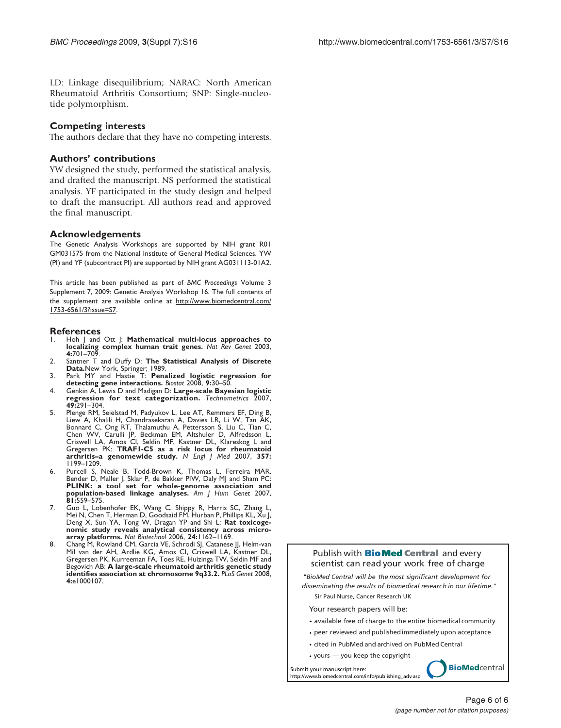LD: Linkage disequilibrium; NARAC: North American Rheumatoid Arthritis Consortium; SNP: Single-nucleotide polymorphism.

## Competing interests

The authors declare that they have no competing interests.

## Authors' contributions

YW designed the study, performed the statistical analysis, and drafted the manuscript. NS performed the statistical analysis. YF participated in the study design and helped to draft the mansucript. All authors read and approved the final manuscript.

## Acknowledgements

The Genetic Analysis Workshops are supported by NIH grant R01 GM031575 from the National Institute of General Medical Sciences. YW (PI) and YF (subcontract PI) are supported by NIH grant AG031113-01A2.

This article has been published as part of *BMC Proceedings* Volume 3 Supplement 7, 2009: Genetic Analysis Workshop 16. The full contents of the supplement are available online at http://www.biomedcentral.com/1753-6561/3?issue=S7.

## References

1. Hoh J and Ott J: **Mathematical multi-locus approaches to localizing complex human trait genes.** *Nat Rev Genet* 2003, **4:**701–709.
2. Santner T and Duffy D: **The Statistical Analysis of Discrete Data.**New York, Springer; 1989.
3. Park MY and Hastie T: **Penalized logistic regression for detecting gene interactions.** *Biostat* 2008, **9:**30–50.
4. Genkin A, Lewis D and Madigan D: **Large-scale Bayesian logistic regression for text categorization.** *Technometrics* 2007, **49:**291–304.
5. Plenge RM, Seielstad M, Padyukov L, Lee AT, Remmers EF, Ding B, Liew A, Khalili H, Chandrasekaran A, Davies LR, Li W, Tan AK, Bonnard C, Ong RT, Thalamuthu A, Pettersson S, Liu C, Tian C, Chen WV, Carulli JP, Beckman EM, Altshuler D, Alfredsson L, Criswell LA, Amos CI, Seldin MF, Kastner DL, Klareskog L and Gregersen PK: **TRAF1-C5 as a risk locus for rheumatoid arthritis–a genomewide study.** *N Engl J Med* 2007, **357:** 1199–1209.
6. Purcell S, Neale B, Todd-Brown K, Thomas L, Ferreira MAR, Bender D, Maller J, Sklar P, de Bakker PIW, Daly MJ and Sham PC: **PLINK: a tool set for whole-genome association and population-based linkage analyses.** *Am J Hum Genet* 2007, **81:**559–575.
7. Guo L, Lobenhofer EK, Wang C, Shippy R, Harris SC, Zhang L, Mei N, Chen T, Herman D, Goodsaid FM, Hurban P, Phillips KL, Xu J, Deng X, Sun YA, Tong W, Dragan YP and Shi L: **Rat toxicogenomic study reveals analytical consistency across microarray platforms.** *Nat Biotechnol* 2006, **24:**1162–1169.
8. Chang M, Rowland CM, Garcia VE, Schrodi SJ, Catanese JJ, Helm-van Mil van der AH, Ardlie KG, Amos CI, Criswell LA, Kastner DL, Gregersen PK, Kurreeman FA, Toes RE, Huizinga TW, Seldin MF and Begovich AB: **A large-scale rheumatoid arthritis genetic study identifies association at chromosome 9q33.2.** *PLoS Genet* 2008, **4:**e1000107.

Publish with **BioMed Central** and every scientist can read your work free of charge

*"BioMed Central will be the most significant development for disseminating the results of biomedical research in our lifetime."*

Sir Paul Nurse, Cancer Research UK

Your research papers will be:

- available free of charge to the entire biomedical community
- peer reviewed and published immediately upon acceptance
- cited in PubMed and archived on PubMed Central
- yours — you keep the copyright

Submit your manuscript here:
http://www.biomedcentral.com/info/publishing_adv.asp

BioMedcentral